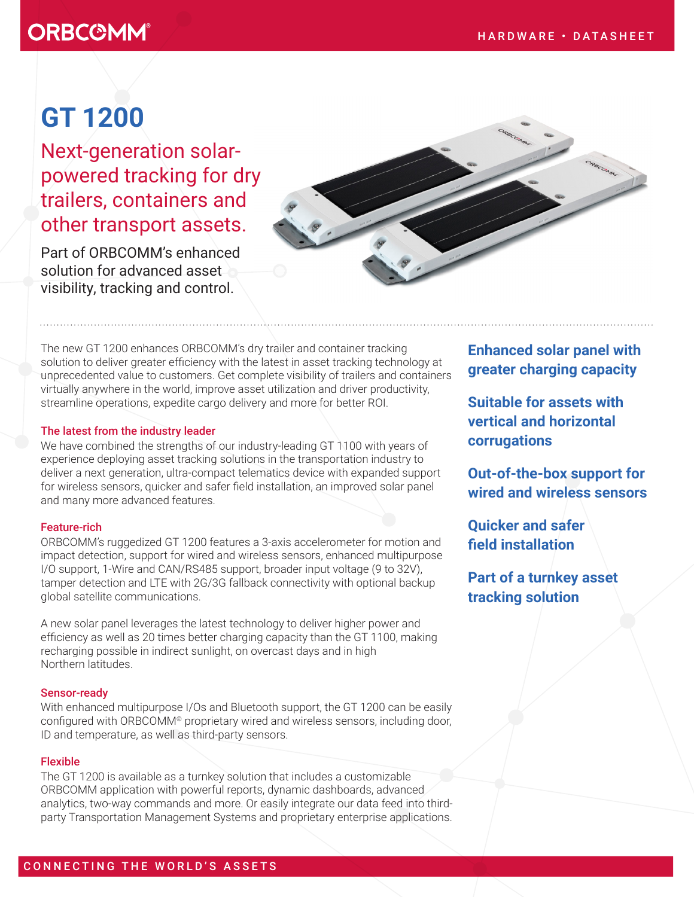ORBCOMM®

HARDWARE • DATASHEET

# GT 1200

## Next-generation solar-powered tracking for dry trailers, containers and other transport assets.

Part of ORBCOMM's enhanced solution for advanced asset visibility, tracking and control.

The new GT 1200 enhances ORBCOMM's dry trailer and container tracking solution to deliver greater efficiency with the latest in asset tracking technology at unprecedented value to customers. Get complete visibility of trailers and containers virtually anywhere in the world, improve asset utilization and driver productivity, streamline operations, expedite cargo delivery and more for better ROI.

### The latest from the industry leader

We have combined the strengths of our industry-leading GT 1100 with years of experience deploying asset tracking solutions in the transportation industry to deliver a next generation, ultra-compact telematics device with expanded support for wireless sensors, quicker and safer field installation, an improved solar panel and many more advanced features.

### Feature-rich

ORBCOMM's ruggedized GT 1200 features a 3-axis accelerometer for motion and impact detection, support for wired and wireless sensors, enhanced multipurpose I/O support, 1-Wire and CAN/RS485 support, broader input voltage (9 to 32V), tamper detection and LTE with 2G/3G fallback connectivity with optional backup global satellite communications.

A new solar panel leverages the latest technology to deliver higher power and efficiency as well as 20 times better charging capacity than the GT 1100, making recharging possible in indirect sunlight, on overcast days and in high Northern latitudes.

### Sensor-ready

With enhanced multipurpose I/Os and Bluetooth support, the GT 1200 can be easily configured with ORBCOMM® proprietary wired and wireless sensors, including door, ID and temperature, as well as third-party sensors.

### Flexible

The GT 1200 is available as a turnkey solution that includes a customizable ORBCOMM application with powerful reports, dynamic dashboards, advanced analytics, two-way commands and more. Or easily integrate our data feed into third-party Transportation Management Systems and proprietary enterprise applications.

**Enhanced solar panel with greater charging capacity**

**Suitable for assets with vertical and horizontal corrugations**

**Out-of-the-box support for wired and wireless sensors**

**Quicker and safer field installation**

**Part of a turnkey asset tracking solution**

CONNECTING THE WORLD'S ASSETS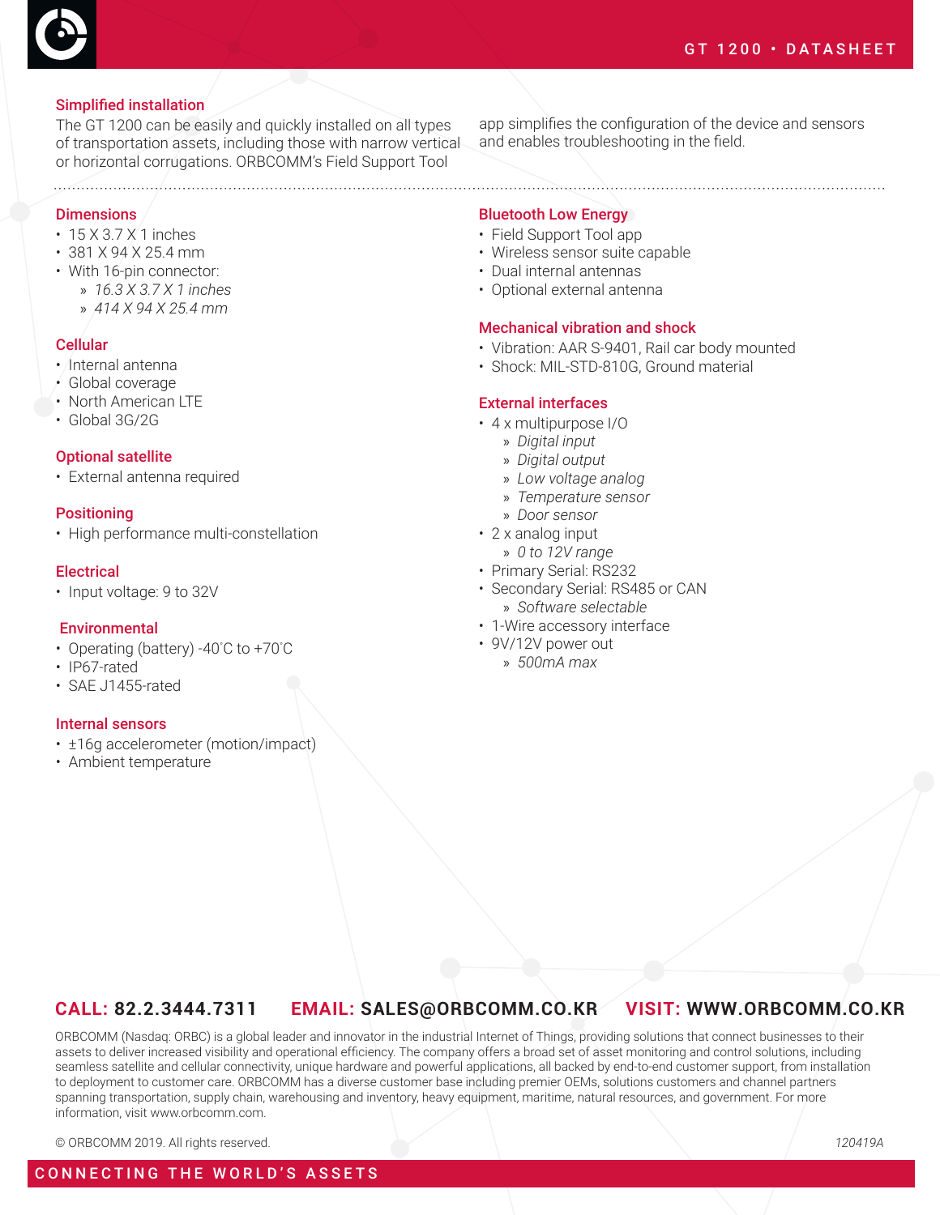### Simplified installation

The GT 1200 can be easily and quickly installed on all types of transportation assets, including those with narrow vertical or horizontal corrugations. ORBCOMM's Field Support Tool app simplifies the configuration of the device and sensors and enables troubleshooting in the field.

### Dimensions

- 15 X 3.7 X 1 inches
- 381 X 94 X 25.4 mm
- With 16-pin connector:
  - » *16.3 X 3.7 X 1 inches*
  - » *414 X 94 X 25.4 mm*

### Cellular

- Internal antenna
- Global coverage
- North American LTE
- Global 3G/2G

### Optional satellite

- External antenna required

### Positioning

- High performance multi-constellation

### Electrical

- Input voltage: 9 to 32V

### Environmental

- Operating (battery) -40˚C to +70˚C
- IP67-rated
- SAE J1455-rated

### Internal sensors

- ±16g accelerometer (motion/impact)
- Ambient temperature

### Bluetooth Low Energy

- Field Support Tool app
- Wireless sensor suite capable
- Dual internal antennas
- Optional external antenna

### Mechanical vibration and shock

- Vibration: AAR S-9401, Rail car body mounted
- Shock: MIL-STD-810G, Ground material

### External interfaces

- 4 x multipurpose I/O
  - » *Digital input*
  - » *Digital output*
  - » *Low voltage analog*
  - » *Temperature sensor*
  - » *Door sensor*
- 2 x analog input
  - » *0 to 12V range*
- Primary Serial: RS232
- Secondary Serial: RS485 or CAN
  - » *Software selectable*
- 1-Wire accessory interface
- 9V/12V power out
  - » *500mA max*

**CALL: 82.2.3444.7311** **EMAIL: SALES@ORBCOMM.CO.KR** **VISIT: WWW.ORBCOMM.CO.KR**

ORBCOMM (Nasdaq: ORBC) is a global leader and innovator in the industrial Internet of Things, providing solutions that connect businesses to their assets to deliver increased visibility and operational efficiency. The company offers a broad set of asset monitoring and control solutions, including seamless satellite and cellular connectivity, unique hardware and powerful applications, all backed by end-to-end customer support, from installation to deployment to customer care. ORBCOMM has a diverse customer base including premier OEMs, solutions customers and channel partners spanning transportation, supply chain, warehousing and inventory, heavy equipment, maritime, natural resources, and government. For more information, visit www.orbcomm.com.

© ORBCOMM 2019. All rights reserved.

*120419A*

CONNECTING THE WORLD'S ASSETS